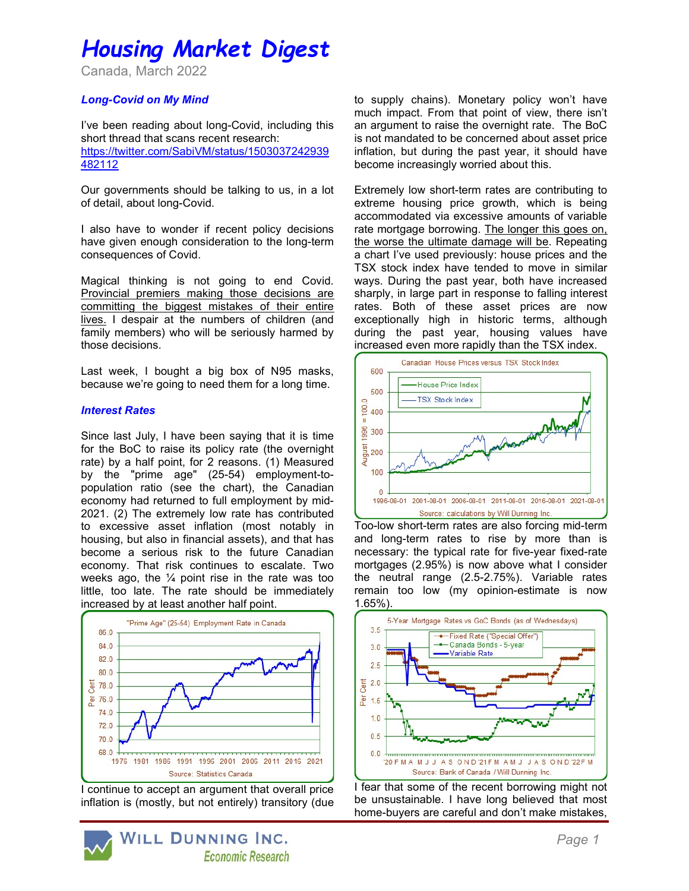# Housing Market Digest

Canada, March 2022

### *Long-Covid on My Mind*

I've been reading about long-Covid, including this short thread that scans recent research: https://twitter.com/SabiVM/status/1503037242939482112

Our governments should be talking to us, in a lot of detail, about long-Covid.

I also have to wonder if recent policy decisions have given enough consideration to the long-term consequences of Covid.

Magical thinking is not going to end Covid. Provincial premiers making those decisions are committing the biggest mistakes of their entire lives. I despair at the numbers of children (and family members) who will be seriously harmed by those decisions.

Last week, I bought a big box of N95 masks, because we're going to need them for a long time.

### *Interest Rates*

Since last July, I have been saying that it is time for the BoC to raise its policy rate (the overnight rate) by a half point, for 2 reasons. (1) Measured by the "prime age" (25-54) employment-to-population ratio (see the chart), the Canadian economy had returned to full employment by mid-2021. (2) The extremely low rate has contributed to excessive asset inflation (most notably in housing, but also in financial assets), and that has become a serious risk to the future Canadian economy. That risk continues to escalate. Two weeks ago, the ¼ point rise in the rate was too little, too late. The rate should be immediately increased by at least another half point.

"Prime Age" (25-54) Employment Rate in Canada

Source: Statistics Canada

I continue to accept an argument that overall price inflation is (mostly, but not entirely) transitory (due to supply chains). Monetary policy won't have much impact. From that point of view, there isn't an argument to raise the overnight rate. The BoC is not mandated to be concerned about asset price inflation, but during the past year, it should have become increasingly worried about this.

Extremely low short-term rates are contributing to extreme housing price growth, which is being accommodated via excessive amounts of variable rate mortgage borrowing. The longer this goes on, the worse the ultimate damage will be. Repeating a chart I've used previously: house prices and the TSX stock index have tended to move in similar ways. During the past year, both have increased sharply, in large part in response to falling interest rates. Both of these asset prices are now exceptionally high in historic terms, although during the past year, housing values have increased even more rapidly than the TSX index.

Canadian House Prices versus TSX Stock Index

Source: calculations by Will Dunning Inc.

Too-low short-term rates are also forcing mid-term and long-term rates to rise by more than is necessary: the typical rate for five-year fixed-rate mortgages (2.95%) is now above what I consider the neutral range (2.5-2.75%). Variable rates remain too low (my opinion-estimate is now 1.65%).

5-Year Mortgage Rates vs GoC Bonds (as of Wednesdays)

Source: Bank of Canada / Will Dunning Inc.

I fear that some of the recent borrowing might not be unsustainable. I have long believed that most home-buyers are careful and don't make mistakes,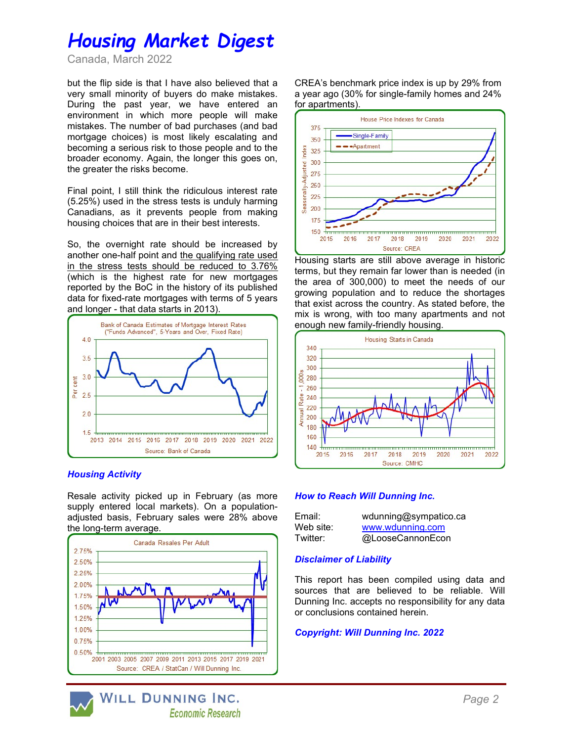# Housing Market Digest

Canada, March 2022

but the flip side is that I have also believed that a very small minority of buyers do make mistakes. During the past year, we have entered an environment in which more people will make mistakes. The number of bad purchases (and bad mortgage choices) is most likely escalating and becoming a serious risk to those people and to the broader economy. Again, the longer this goes on, the greater the risks become.

Final point, I still think the ridiculous interest rate (5.25%) used in the stress tests is unduly harming Canadians, as it prevents people from making housing choices that are in their best interests.

So, the overnight rate should be increased by another one-half point and the qualifying rate used in the stress tests should be reduced to 3.76% (which is the highest rate for new mortgages reported by the BoC in the history of its published data for fixed-rate mortgages with terms of 5 years and longer - that data starts in 2013).

Bank of Canada Estimates of Mortgage Interest Rates
("Funds Advanced", 5-Years and Over, Fixed Rate)
Per cent
4.0
3.5
3.0
2.5
2.0
1.5
2013 2014 2015 2016 2017 2018 2019 2020 2021 2022
Source: Bank of Canada

### Housing Activity

Resale activity picked up in February (as more supply entered local markets). On a population-adjusted basis, February sales were 28% above the long-term average.

Canada Resales Per Adult
2.75%
2.50%
2.25%
2.00%
1.75%
1.50%
1.25%
1.00%
0.75%
0.50%
2001 2003 2005 2007 2009 2011 2013 2015 2017 2019 2021
Source: CREA / StatCan / Will Dunning Inc.

CREA's benchmark price index is up by 29% from a year ago (30% for single-family homes and 24% for apartments).

House Price Indexes for Canada
Single-Family
Apartment
Seasonally-Adjusted Index
375
350
325
300
275
250
225
200
175
150
2015 2016 2017 2018 2019 2020 2021 2022
Source: CREA

Housing starts are still above average in historic terms, but they remain far lower than is needed (in the area of 300,000) to meet the needs of our growing population and to reduce the shortages that exist across the country. As stated before, the mix is wrong, with too many apartments and not enough new family-friendly housing.

Housing Starts in Canada
Annual Rate - 1,000s
340
320
300
280
260
240
220
200
180
160
140
2015 2016 2017 2018 2019 2020 2021 2022
Source: CMHC

### How to Reach Will Dunning Inc.

Email: wdunning@sympatico.ca
Web site: www.wdunning.com
Twitter: @LooseCannonEcon

### Disclaimer of Liability

This report has been compiled using data and sources that are believed to be reliable. Will Dunning Inc. accepts no responsibility for any data or conclusions contained herein.

### Copyright: Will Dunning Inc. 2022

WILL DUNNING INC.
Economic Research